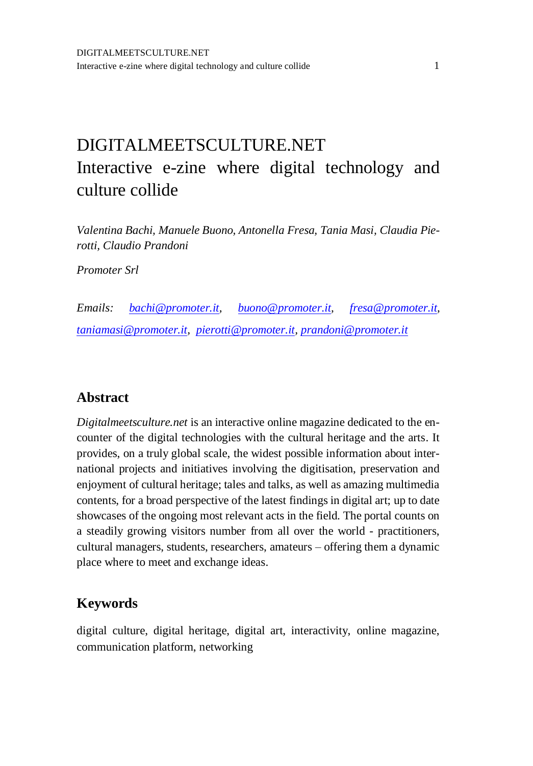# DIGITALMEETSCULTURE.NET
# Interactive e-zine where digital technology and culture collide

*Valentina Bachi, Manuele Buono, Antonella Fresa, Tania Masi, Claudia Pierotti, Claudio Prandoni*

*Promoter Srl*

*Emails: bachi@promoter.it, buono@promoter.it, fresa@promoter.it, taniamasi@promoter.it, pierotti@promoter.it, prandoni@promoter.it*

## Abstract

*Digitalmeetsculture.net* is an interactive online magazine dedicated to the encounter of the digital technologies with the cultural heritage and the arts. It provides, on a truly global scale, the widest possible information about international projects and initiatives involving the digitisation, preservation and enjoyment of cultural heritage; tales and talks, as well as amazing multimedia contents, for a broad perspective of the latest findings in digital art; up to date showcases of the ongoing most relevant acts in the field. The portal counts on a steadily growing visitors number from all over the world - practitioners, cultural managers, students, researchers, amateurs – offering them a dynamic place where to meet and exchange ideas.

## Keywords

digital culture, digital heritage, digital art, interactivity, online magazine, communication platform, networking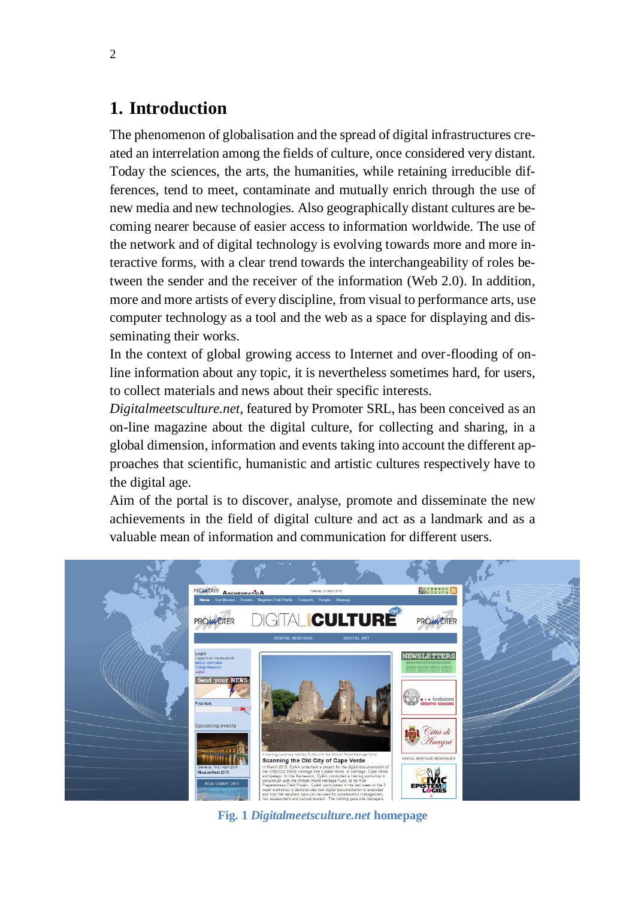# 1. Introduction

The phenomenon of globalisation and the spread of digital infrastructures created an interrelation among the fields of culture, once considered very distant. Today the sciences, the arts, the humanities, while retaining irreducible differences, tend to meet, contaminate and mutually enrich through the use of new media and new technologies. Also geographically distant cultures are becoming nearer because of easier access to information worldwide. The use of the network and of digital technology is evolving towards more and more interactive forms, with a clear trend towards the interchangeability of roles between the sender and the receiver of the information (Web 2.0). In addition, more and more artists of every discipline, from visual to performance arts, use computer technology as a tool and the web as a space for displaying and disseminating their works.

In the context of global growing access to Internet and over-flooding of on-line information about any topic, it is nevertheless sometimes hard, for users, to collect materials and news about their specific interests.

*Digitalmeetsculture.net*, featured by Promoter SRL, has been conceived as an on-line magazine about the digital culture, for collecting and sharing, in a global dimension, information and events taking into account the different approaches that scientific, humanistic and artistic cultures respectively have to the digital age.

Aim of the portal is to discover, analyse, promote and disseminate the new achievements in the field of digital culture and act as a landmark and as a valuable mean of information and communication for different users.

**Fig. 1** ***Digitalmeetsculture.net*** **homepage**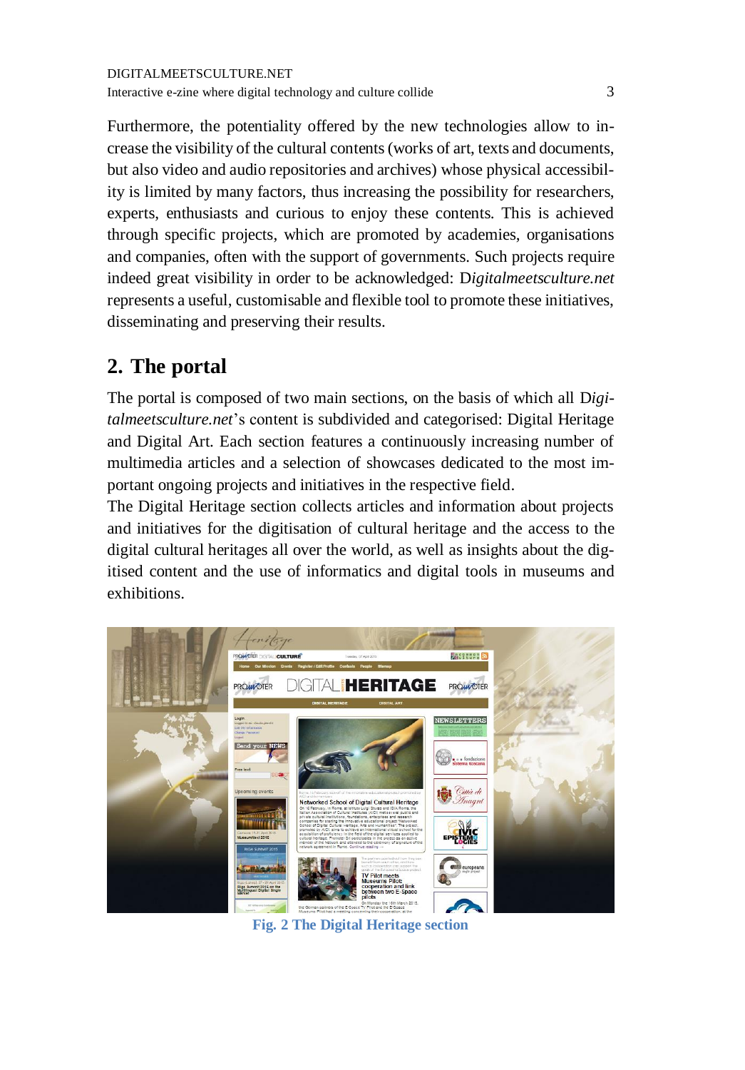Furthermore, the potentiality offered by the new technologies allow to increase the visibility of the cultural contents (works of art, texts and documents, but also video and audio repositories and archives) whose physical accessibility is limited by many factors, thus increasing the possibility for researchers, experts, enthusiasts and curious to enjoy these contents. This is achieved through specific projects, which are promoted by academies, organisations and companies, often with the support of governments. Such projects require indeed great visibility in order to be acknowledged: D*igitalmeetsculture.net* represents a useful, customisable and flexible tool to promote these initiatives, disseminating and preserving their results.

## 2. The portal

The portal is composed of two main sections, on the basis of which all D*igitalmeetsculture.net*'s content is subdivided and categorised: Digital Heritage and Digital Art. Each section features a continuously increasing number of multimedia articles and a selection of showcases dedicated to the most important ongoing projects and initiatives in the respective field.

The Digital Heritage section collects articles and information about projects and initiatives for the digitisation of cultural heritage and the access to the digital cultural heritages all over the world, as well as insights about the digitised content and the use of informatics and digital tools in museums and exhibitions.

**Fig. 2 The Digital Heritage section**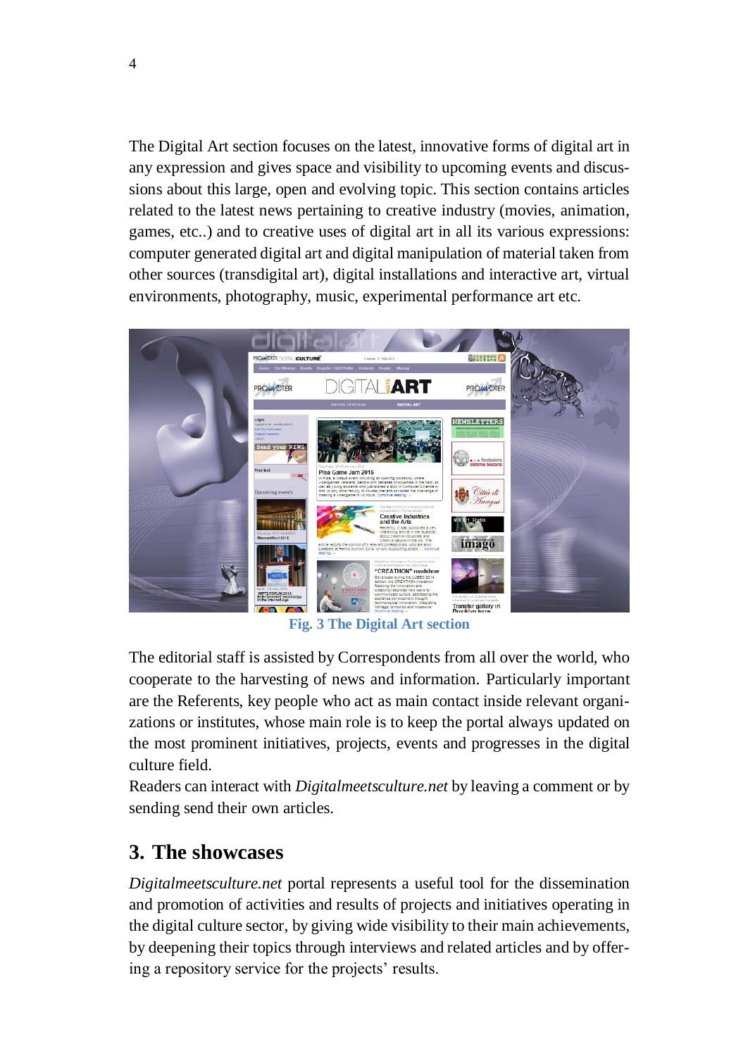The Digital Art section focuses on the latest, innovative forms of digital art in any expression and gives space and visibility to upcoming events and discussions about this large, open and evolving topic. This section contains articles related to the latest news pertaining to creative industry (movies, animation, games, etc..) and to creative uses of digital art in all its various expressions: computer generated digital art and digital manipulation of material taken from other sources (transdigital art), digital installations and interactive art, virtual environments, photography, music, experimental performance art etc.

**Fig. 3 The Digital Art section**

The editorial staff is assisted by Correspondents from all over the world, who cooperate to the harvesting of news and information. Particularly important are the Referents, key people who act as main contact inside relevant organizations or institutes, whose main role is to keep the portal always updated on the most prominent initiatives, projects, events and progresses in the digital culture field.

Readers can interact with *Digitalmeetsculture.net* by leaving a comment or by sending send their own articles.

## 3. The showcases

*Digitalmeetsculture.net* portal represents a useful tool for the dissemination and promotion of activities and results of projects and initiatives operating in the digital culture sector, by giving wide visibility to their main achievements, by deepening their topics through interviews and related articles and by offering a repository service for the projects' results.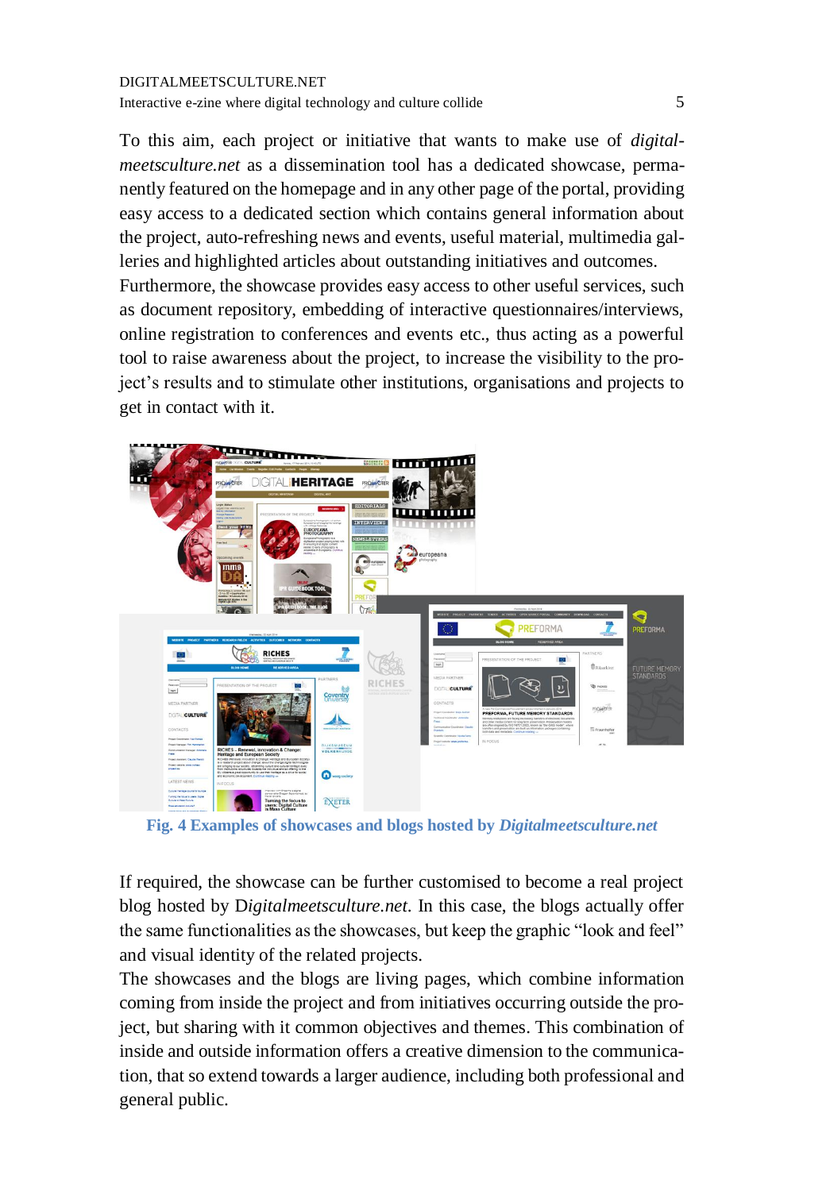To this aim, each project or initiative that wants to make use of *digital-meetsculture.net* as a dissemination tool has a dedicated showcase, permanently featured on the homepage and in any other page of the portal, providing easy access to a dedicated section which contains general information about the project, auto-refreshing news and events, useful material, multimedia galleries and highlighted articles about outstanding initiatives and outcomes.
Furthermore, the showcase provides easy access to other useful services, such as document repository, embedding of interactive questionnaires/interviews, online registration to conferences and events etc., thus acting as a powerful tool to raise awareness about the project, to increase the visibility to the project's results and to stimulate other institutions, organisations and projects to get in contact with it.

**Fig. 4 Examples of showcases and blogs hosted by *Digitalmeetsculture.net***

If required, the showcase can be further customised to become a real project blog hosted by D*igitalmeetsculture.net*. In this case, the blogs actually offer the same functionalities as the showcases, but keep the graphic "look and feel" and visual identity of the related projects.
The showcases and the blogs are living pages, which combine information coming from inside the project and from initiatives occurring outside the project, but sharing with it common objectives and themes. This combination of inside and outside information offers a creative dimension to the communication, that so extend towards a larger audience, including both professional and general public.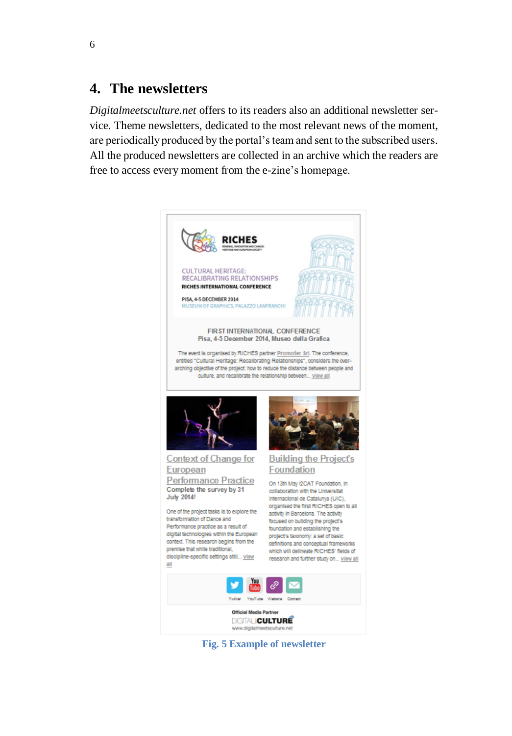## 4. The newsletters

*Digitalmeetsculture.net* offers to its readers also an additional newsletter service. Theme newsletters, dedicated to the most relevant news of the moment, are periodically produced by the portal's team and sent to the subscribed users. All the produced newsletters are collected in an archive which the readers are free to access every moment from the e-zine's homepage.

**Fig. 5 Example of newsletter**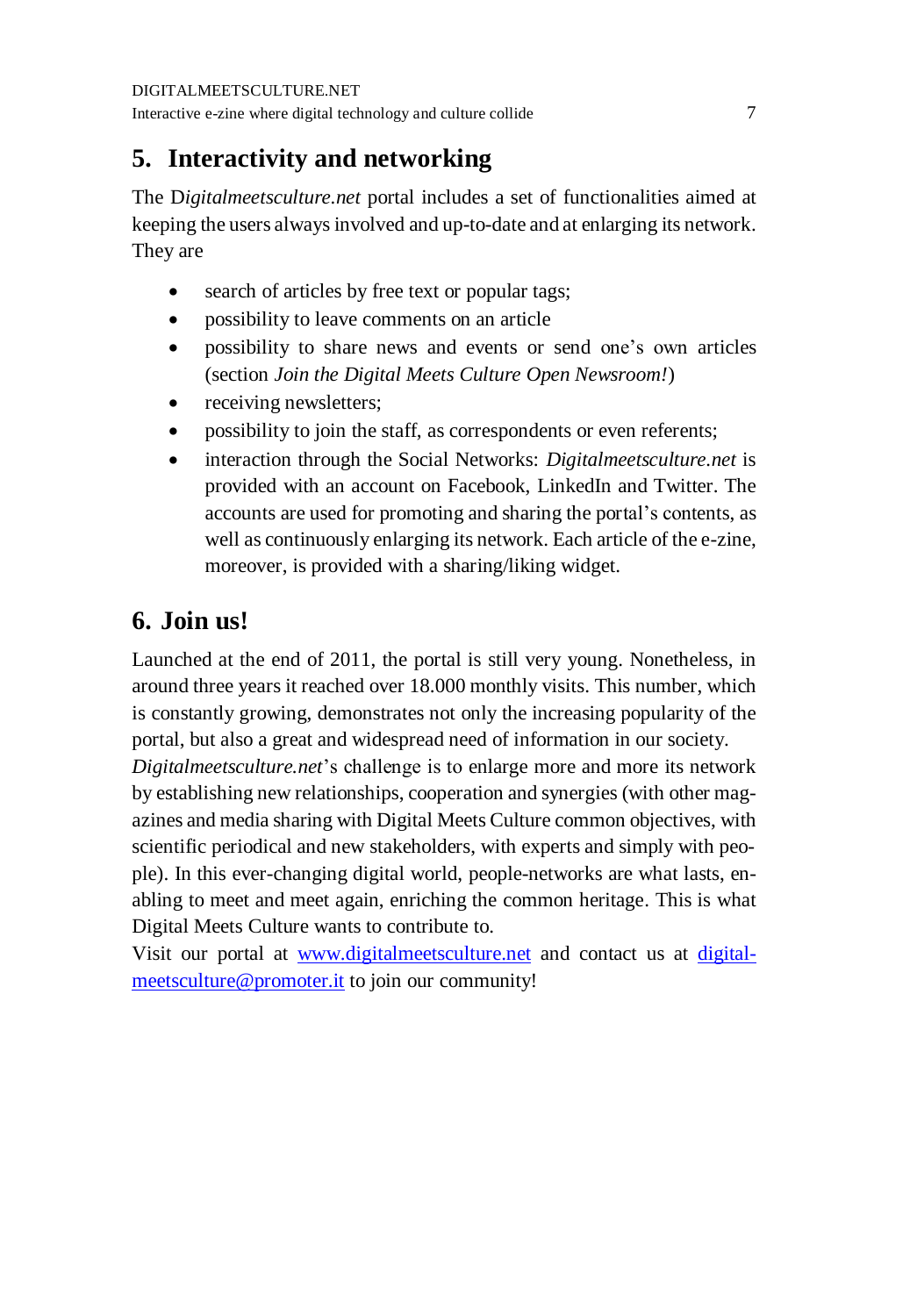## 5. Interactivity and networking

The D*igitalmeetsculture.net* portal includes a set of functionalities aimed at keeping the users always involved and up-to-date and at enlarging its network. They are

- search of articles by free text or popular tags;
- possibility to leave comments on an article
- possibility to share news and events or send one's own articles (section *Join the Digital Meets Culture Open Newsroom!*)
- receiving newsletters;
- possibility to join the staff, as correspondents or even referents;
- interaction through the Social Networks: *Digitalmeetsculture.net* is provided with an account on Facebook, LinkedIn and Twitter. The accounts are used for promoting and sharing the portal's contents, as well as continuously enlarging its network. Each article of the e-zine, moreover, is provided with a sharing/liking widget.

## 6. Join us!

Launched at the end of 2011, the portal is still very young. Nonetheless, in around three years it reached over 18.000 monthly visits. This number, which is constantly growing, demonstrates not only the increasing popularity of the portal, but also a great and widespread need of information in our society.
*Digitalmeetsculture.net*'s challenge is to enlarge more and more its network by establishing new relationships, cooperation and synergies (with other magazines and media sharing with Digital Meets Culture common objectives, with scientific periodical and new stakeholders, with experts and simply with people). In this ever-changing digital world, people-networks are what lasts, enabling to meet and meet again, enriching the common heritage. This is what Digital Meets Culture wants to contribute to.
Visit our portal at [www.digitalmeetsculture.net](http://www.digitalmeetsculture.net) and contact us at [digitalmeetsculture@promoter.it](mailto:digitalmeetsculture@promoter.it) to join our community!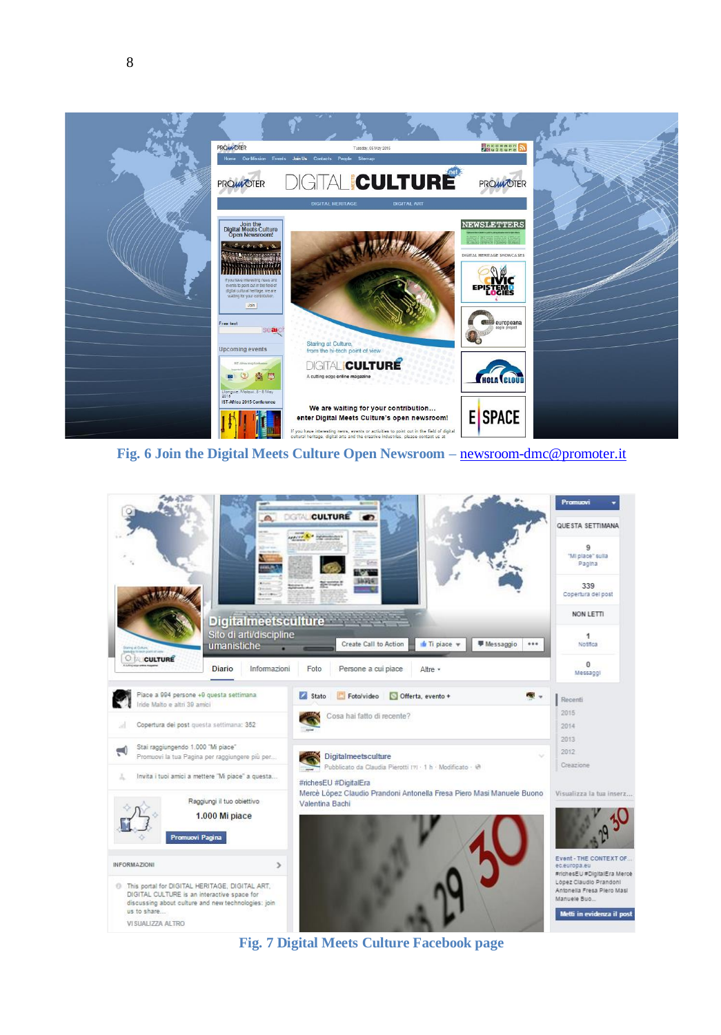Fig. 6 Join the Digital Meets Culture Open Newsroom – newsroom-dmc@promoter.it

Fig. 7 Digital Meets Culture Facebook page